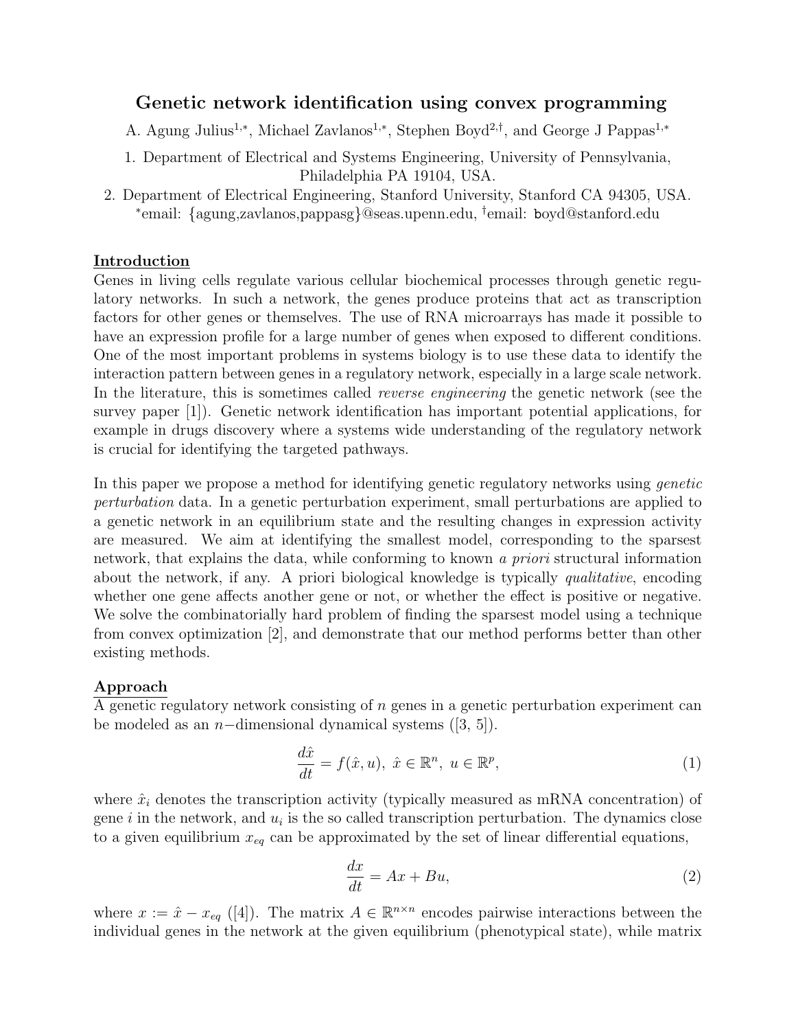# Genetic network identification using convex programming

A. Agung Julius[1,*], Michael Zavlanos[1,*], Stephen Boyd[2,†], and George J Pappas[1,*]

1. Department of Electrical and Systems Engineering, University of Pennsylvania, Philadelphia PA 19104, USA.
2. Department of Electrical Engineering, Stanford University, Stanford CA 94305, USA.

[*]email: {agung,zavlanos,pappasg}@seas.upenn.edu, [†]email: boyd@stanford.edu

## Introduction

Genes in living cells regulate various cellular biochemical processes through genetic regulatory networks. In such a network, the genes produce proteins that act as transcription factors for other genes or themselves. The use of RNA microarrays has made it possible to have an expression profile for a large number of genes when exposed to different conditions. One of the most important problems in systems biology is to use these data to identify the interaction pattern between genes in a regulatory network, especially in a large scale network. In the literature, this is sometimes called *reverse engineering* the genetic network (see the survey paper [1]). Genetic network identification has important potential applications, for example in drugs discovery where a systems wide understanding of the regulatory network is crucial for identifying the targeted pathways.

In this paper we propose a method for identifying genetic regulatory networks using *genetic perturbation* data. In a genetic perturbation experiment, small perturbations are applied to a genetic network in an equilibrium state and the resulting changes in expression activity are measured. We aim at identifying the smallest model, corresponding to the sparsest network, that explains the data, while conforming to known *a priori* structural information about the network, if any. A priori biological knowledge is typically *qualitative*, encoding whether one gene affects another gene or not, or whether the effect is positive or negative. We solve the combinatorially hard problem of finding the sparsest model using a technique from convex optimization [2], and demonstrate that our method performs better than other existing methods.

## Approach

A genetic regulatory network consisting of $n$ genes in a genetic perturbation experiment can be modeled as an $n-$dimensional dynamical systems ([3, 5]).

$$\frac{d\hat{x}}{dt} = f(\hat{x}, u),\ \hat{x} \in \mathbb{R}^n,\ u \in \mathbb{R}^p, \tag{1}$$

where $\hat{x}_i$ denotes the transcription activity (typically measured as mRNA concentration) of gene $i$ in the network, and $u_i$ is the so called transcription perturbation. The dynamics close to a given equilibrium $x_{eq}$ can be approximated by the set of linear differential equations,

$$\frac{dx}{dt} = Ax + Bu, \tag{2}$$

where $x := \hat{x} - x_{eq}$ ([4]). The matrix $A \in \mathbb{R}^{n \times n}$ encodes pairwise interactions between the individual genes in the network at the given equilibrium (phenotypical state), while matrix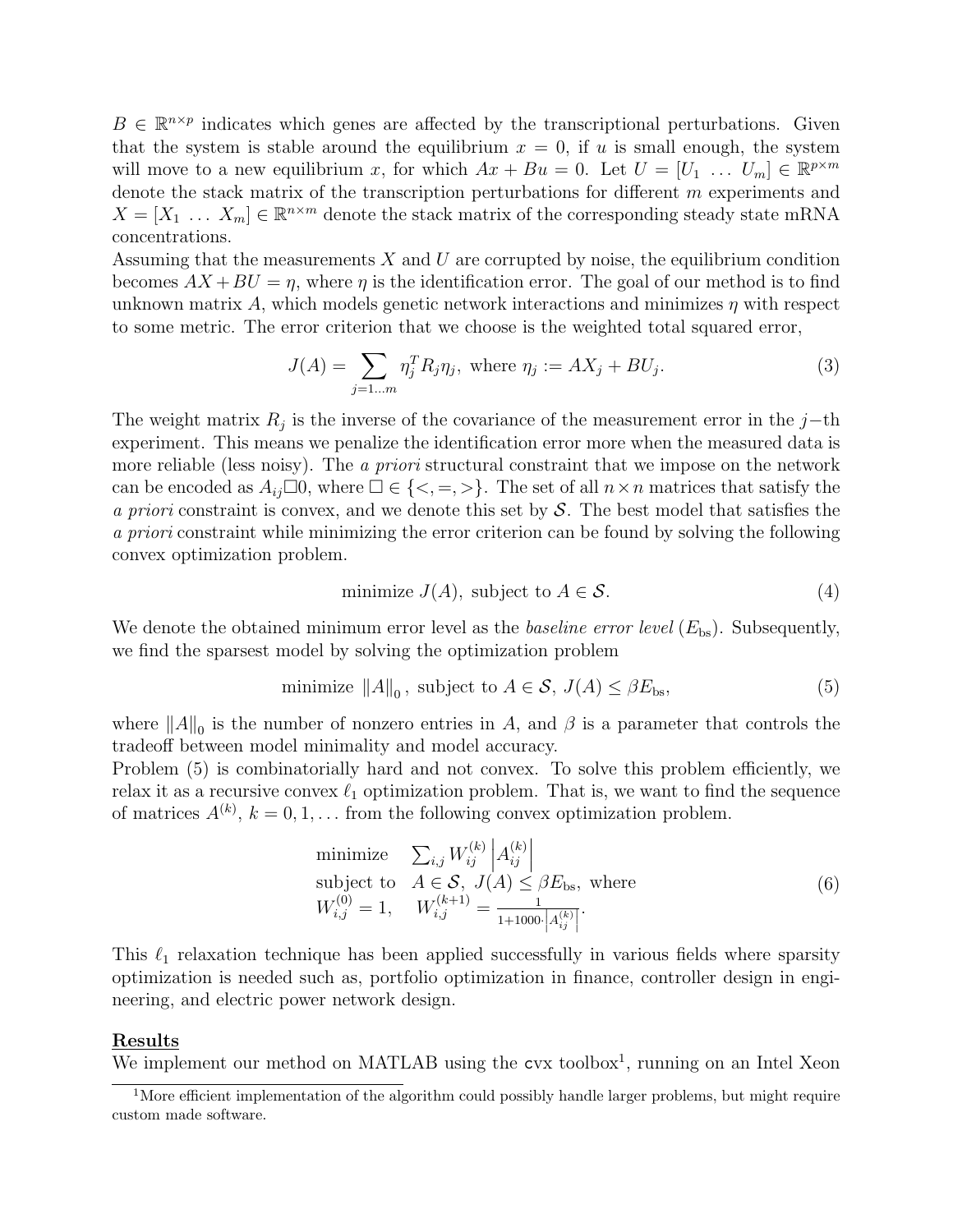$B \in \mathbb{R}^{n \times p}$ indicates which genes are affected by the transcriptional perturbations. Given that the system is stable around the equilibrium $x = 0$, if $u$ is small enough, the system will move to a new equilibrium $x$, for which $Ax + Bu = 0$. Let $U = [U_1 \ \dots \ U_m] \in \mathbb{R}^{p \times m}$ denote the stack matrix of the transcription perturbations for different $m$ experiments and $X = [X_1 \ \dots \ X_m] \in \mathbb{R}^{n \times m}$ denote the stack matrix of the corresponding steady state mRNA concentrations.

Assuming that the measurements $X$ and $U$ are corrupted by noise, the equilibrium condition becomes $AX + BU = \eta$, where $\eta$ is the identification error. The goal of our method is to find unknown matrix $A$, which models genetic network interactions and minimizes $\eta$ with respect to some metric. The error criterion that we choose is the weighted total squared error,

$$J(A) = \sum_{j=1\dots m} \eta_j^T R_j \eta_j, \text{ where } \eta_j := AX_j + BU_j. \tag{3}$$

The weight matrix $R_j$ is the inverse of the covariance of the measurement error in the $j$−th experiment. This means we penalize the identification error more when the measured data is more reliable (less noisy). The *a priori* structural constraint that we impose on the network can be encoded as $A_{ij} \square 0$, where $\square \in \{<, =, >\}$. The set of all $n \times n$ matrices that satisfy the *a priori* constraint is convex, and we denote this set by $\mathcal{S}$. The best model that satisfies the *a priori* constraint while minimizing the error criterion can be found by solving the following convex optimization problem.

$$\text{minimize } J(A), \text{ subject to } A \in \mathcal{S}. \tag{4}$$

We denote the obtained minimum error level as the *baseline error level* ($E_{\text{bs}}$). Subsequently, we find the sparsest model by solving the optimization problem

$$\text{minimize } \|A\|_0, \text{ subject to } A \in \mathcal{S}, \ J(A) \leq \beta E_{\text{bs}}, \tag{5}$$

where $\|A\|_0$ is the number of nonzero entries in $A$, and $\beta$ is a parameter that controls the tradeoff between model minimality and model accuracy.

Problem (5) is combinatorially hard and not convex. To solve this problem efficiently, we relax it as a recursive convex $\ell_1$ optimization problem. That is, we want to find the sequence of matrices $A^{(k)}$, $k = 0, 1, \dots$ from the following convex optimization problem.

$$\begin{array}{ll} \text{minimize} & \sum_{i,j} W_{ij}^{(k)} \left| A_{ij}^{(k)} \right| \\ \text{subject to} & A \in \mathcal{S}, \ J(A) \leq \beta E_{\text{bs}}, \text{ where} \\ W_{i,j}^{(0)} = 1, & W_{i,j}^{(k+1)} = \frac{1}{1 + 1000 \cdot \left| A_{ij}^{(k)} \right|}. \end{array} \tag{6}$$

This $\ell_1$ relaxation technique has been applied successfully in various fields where sparsity optimization is needed such as, portfolio optimization in finance, controller design in engineering, and electric power network design.

## **Results**

We implement our method on MATLAB using the cvx toolbox[1], running on an Intel Xeon

[1] More efficient implementation of the algorithm could possibly handle larger problems, but might require custom made software.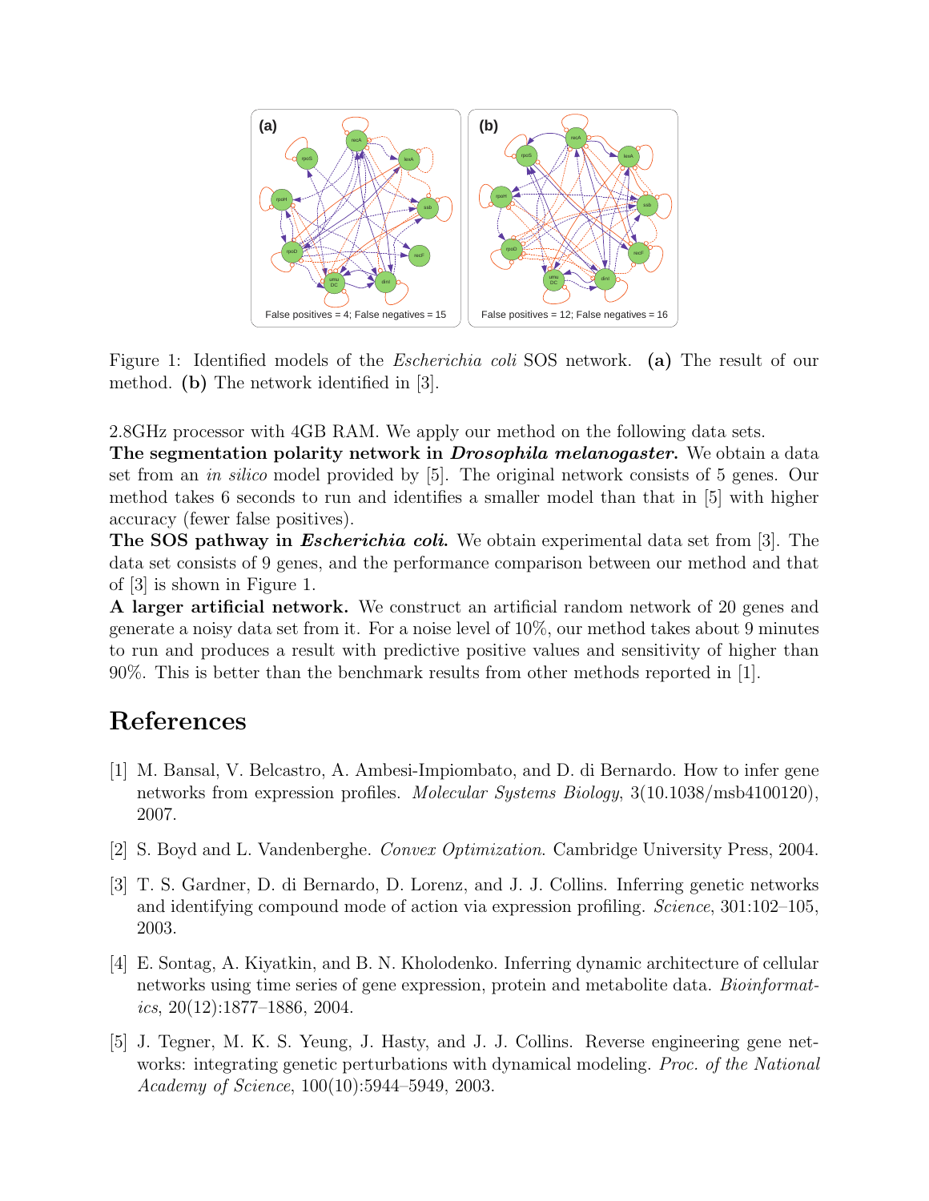(a)

rpoS recA lexA rpoH ssb rpoD recF umu DC dinI

False positives = 4; False negatives = 15

(b)

rpoS recA lexA rpoH ssb rpoD recF umu DC dinI

False positives = 12; False negatives = 16

Figure 1: Identified models of the *Escherichia coli* SOS network. **(a)** The result of our method. **(b)** The network identified in [3].

2.8GHz processor with 4GB RAM. We apply our method on the following data sets.

**The segmentation polarity network in *Drosophila melanogaster*.** We obtain a data set from an *in silico* model provided by [5]. The original network consists of 5 genes. Our method takes 6 seconds to run and identifies a smaller model than that in [5] with higher accuracy (fewer false positives).

**The SOS pathway in *Escherichia coli*.** We obtain experimental data set from [3]. The data set consists of 9 genes, and the performance comparison between our method and that of [3] is shown in Figure 1.

**A larger artificial network.** We construct an artificial random network of 20 genes and generate a noisy data set from it. For a noise level of 10%, our method takes about 9 minutes to run and produces a result with predictive positive values and sensitivity of higher than 90%. This is better than the benchmark results from other methods reported in [1].

# References

[1] M. Bansal, V. Belcastro, A. Ambesi-Impiombato, and D. di Bernardo. How to infer gene networks from expression profiles. *Molecular Systems Biology*, 3(10.1038/msb4100120), 2007.

[2] S. Boyd and L. Vandenberghe. *Convex Optimization*. Cambridge University Press, 2004.

[3] T. S. Gardner, D. di Bernardo, D. Lorenz, and J. J. Collins. Inferring genetic networks and identifying compound mode of action via expression profiling. *Science*, 301:102–105, 2003.

[4] E. Sontag, A. Kiyatkin, and B. N. Kholodenko. Inferring dynamic architecture of cellular networks using time series of gene expression, protein and metabolite data. *Bioinformatics*, 20(12):1877–1886, 2004.

[5] J. Tegner, M. K. S. Yeung, J. Hasty, and J. J. Collins. Reverse engineering gene networks: integrating genetic perturbations with dynamical modeling. *Proc. of the National Academy of Science*, 100(10):5944–5949, 2003.